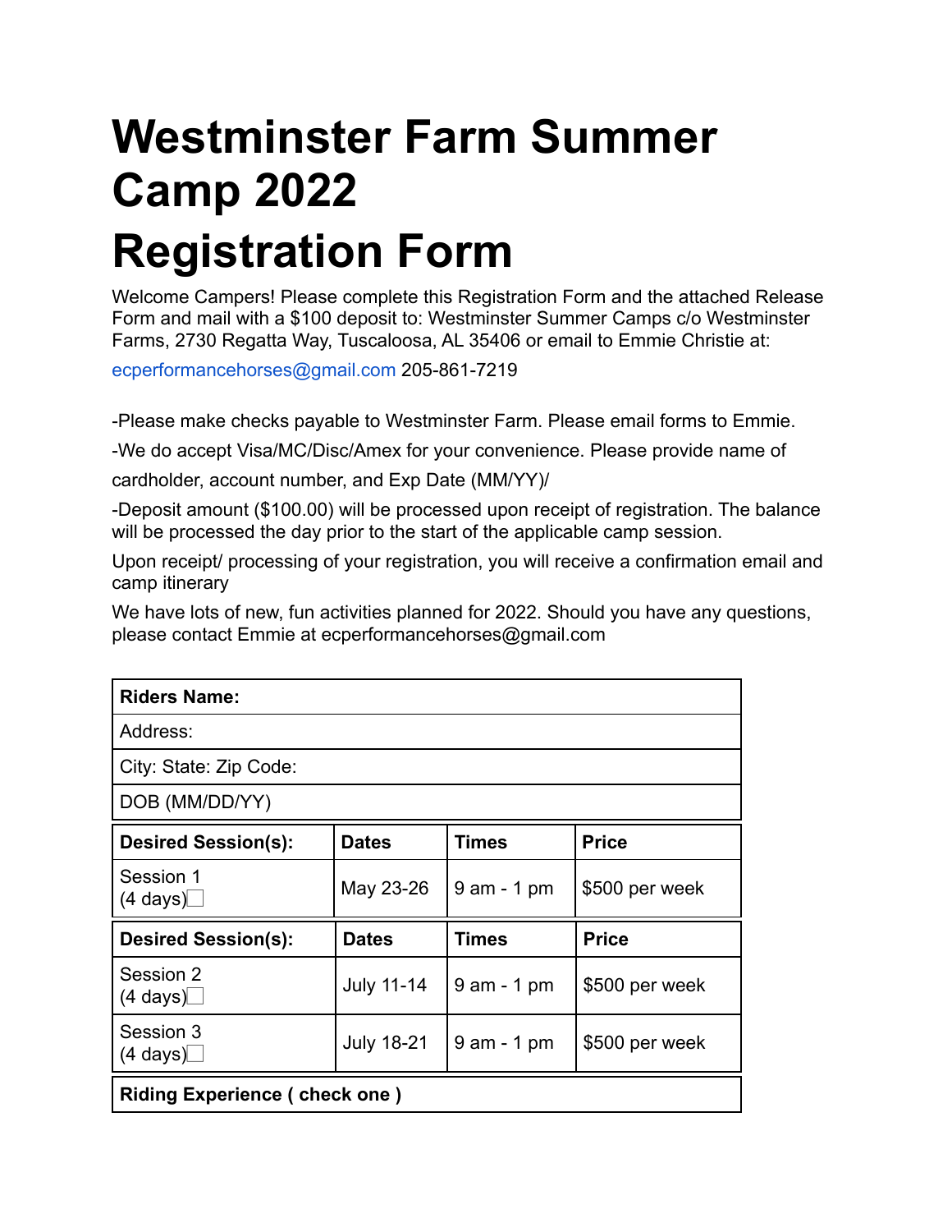# Westminster Farm Summer Camp 2022
# Registration Form

Welcome Campers! Please complete this Registration Form and the attached Release Form and mail with a $100 deposit to: Westminster Summer Camps c/o Westminster Farms, 2730 Regatta Way, Tuscaloosa, AL 35406 or email to Emmie Christie at:

ecperformancehorses@gmail.com 205-861-7219

-Please make checks payable to Westminster Farm. Please email forms to Emmie.

-We do accept Visa/MC/Disc/Amex for your convenience. Please provide name of cardholder, account number, and Exp Date (MM/YY)/

-Deposit amount ($100.00) will be processed upon receipt of registration. The balance will be processed the day prior to the start of the applicable camp session.

Upon receipt/ processing of your registration, you will receive a confirmation email and camp itinerary

We have lots of new, fun activities planned for 2022. Should you have any questions, please contact Emmie at ecperformancehorses@gmail.com

| **Riders Name:** |
|---|
| Address: |
| City: State: Zip Code: |
| DOB (MM/DD/YY) |

| **Desired Session(s):** | **Dates** | **Times** | **Price** |
|---|---|---|---|
| Session 1 (4 days)☐ | May 23-26 | 9 am - 1 pm | $500 per week |
| **Desired Session(s):** | **Dates** | **Times** | **Price** |
| Session 2 (4 days)☐ | July 11-14 | 9 am - 1 pm | $500 per week |
| Session 3 (4 days)☐ | July 18-21 | 9 am - 1 pm | $500 per week |

| **Riding Experience ( check one )** |
|---|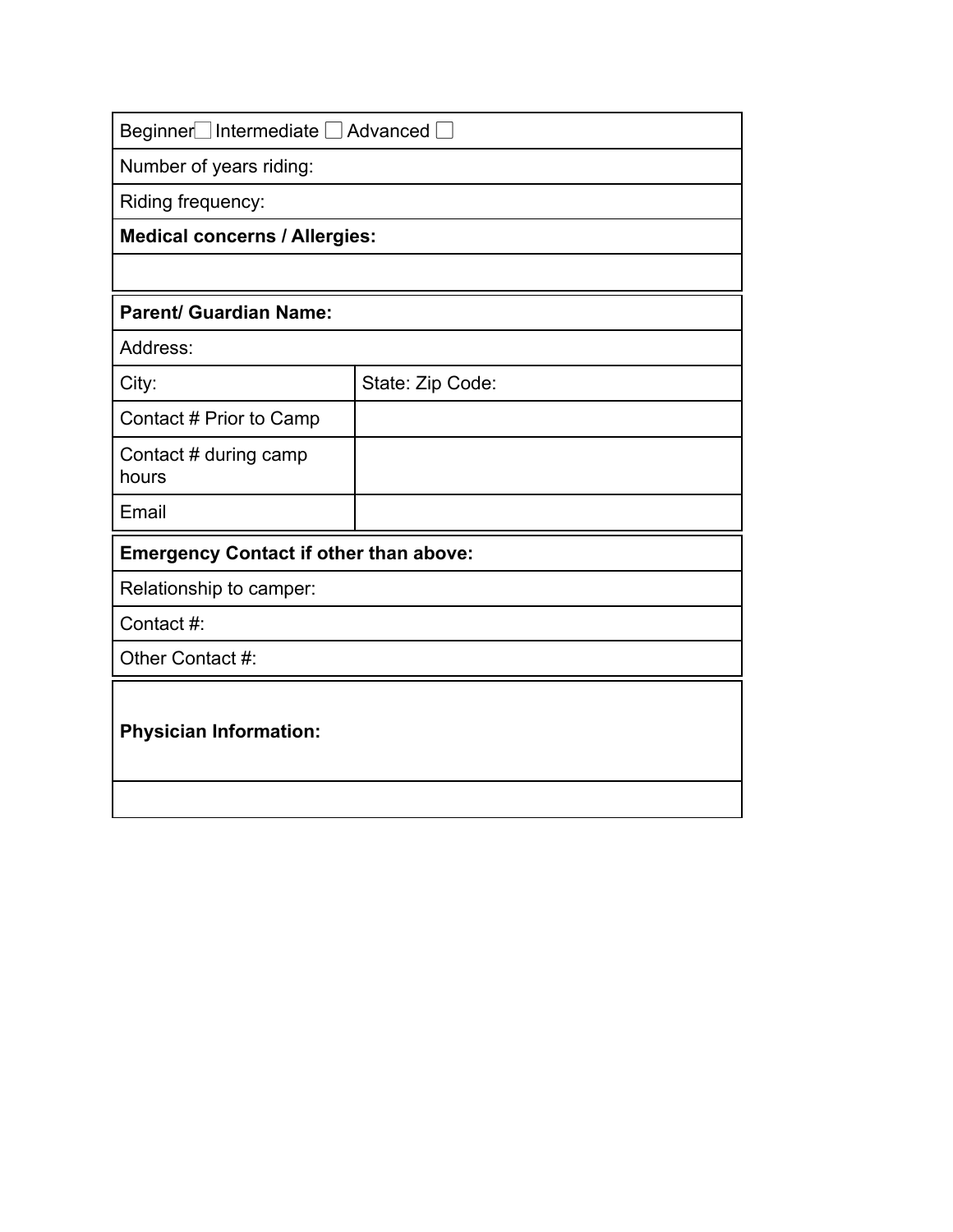| |
|---|
| Beginner ☐ Intermediate ☐ Advanced ☐ |
| Number of years riding: |
| Riding frequency: |
| **Medical concerns / Allergies:** |
| |

| | |
|---|---|
| **Parent/ Guardian Name:** | |
| Address: | |
| City: | State: Zip Code: |
| Contact # Prior to Camp | |
| Contact # during camp hours | |
| Email | |

| |
|---|
| **Emergency Contact if other than above:** |
| Relationship to camper: |
| Contact #: |
| Other Contact #: |

| |
|---|
| **Physician Information:** |
| |